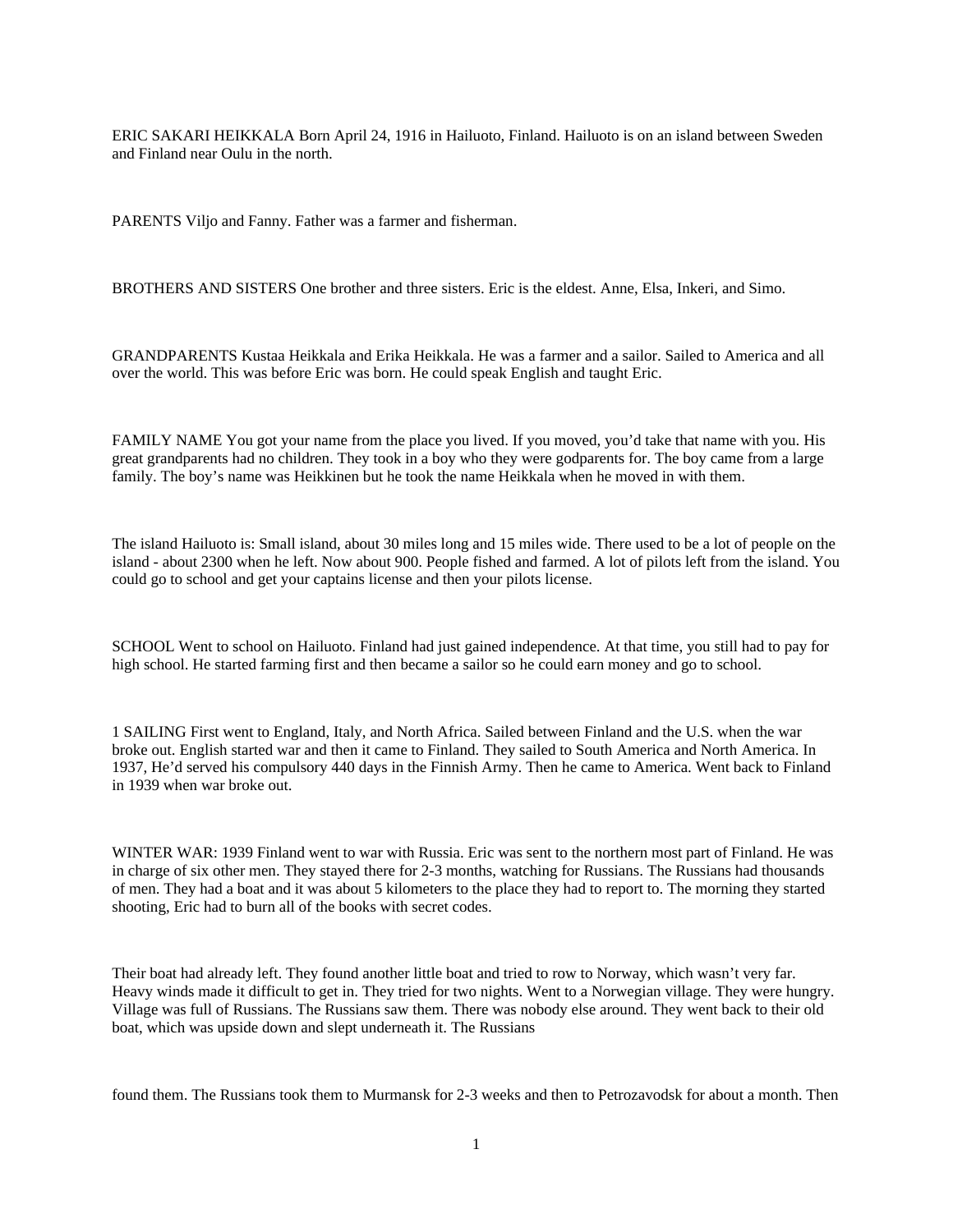ERIC SAKARI HEIKKALA Born April 24, 1916 in Hailuoto, Finland. Hailuoto is on an island between Sweden and Finland near Oulu in the north.

PARENTS Viljo and Fanny. Father was a farmer and fisherman.

BROTHERS AND SISTERS One brother and three sisters. Eric is the eldest. Anne, Elsa, Inkeri, and Simo.

GRANDPARENTS Kustaa Heikkala and Erika Heikkala. He was a farmer and a sailor. Sailed to America and all over the world. This was before Eric was born. He could speak English and taught Eric.

FAMILY NAME You got your name from the place you lived. If you moved, you'd take that name with you. His great grandparents had no children. They took in a boy who they were godparents for. The boy came from a large family. The boy's name was Heikkinen but he took the name Heikkala when he moved in with them.

The island Hailuoto is: Small island, about 30 miles long and 15 miles wide. There used to be a lot of people on the island - about 2300 when he left. Now about 900. People fished and farmed. A lot of pilots left from the island. You could go to school and get your captains license and then your pilots license.

SCHOOL Went to school on Hailuoto. Finland had just gained independence. At that time, you still had to pay for high school. He started farming first and then became a sailor so he could earn money and go to school.

1 SAILING First went to England, Italy, and North Africa. Sailed between Finland and the U.S. when the war broke out. English started war and then it came to Finland. They sailed to South America and North America. In 1937, He'd served his compulsory 440 days in the Finnish Army. Then he came to America. Went back to Finland in 1939 when war broke out.

WINTER WAR: 1939 Finland went to war with Russia. Eric was sent to the northern most part of Finland. He was in charge of six other men. They stayed there for 2-3 months, watching for Russians. The Russians had thousands of men. They had a boat and it was about 5 kilometers to the place they had to report to. The morning they started shooting, Eric had to burn all of the books with secret codes.

Their boat had already left. They found another little boat and tried to row to Norway, which wasn't very far. Heavy winds made it difficult to get in. They tried for two nights. Went to a Norwegian village. They were hungry. Village was full of Russians. The Russians saw them. There was nobody else around. They went back to their old boat, which was upside down and slept underneath it. The Russians

found them. The Russians took them to Murmansk for 2-3 weeks and then to Petrozavodsk for about a month. Then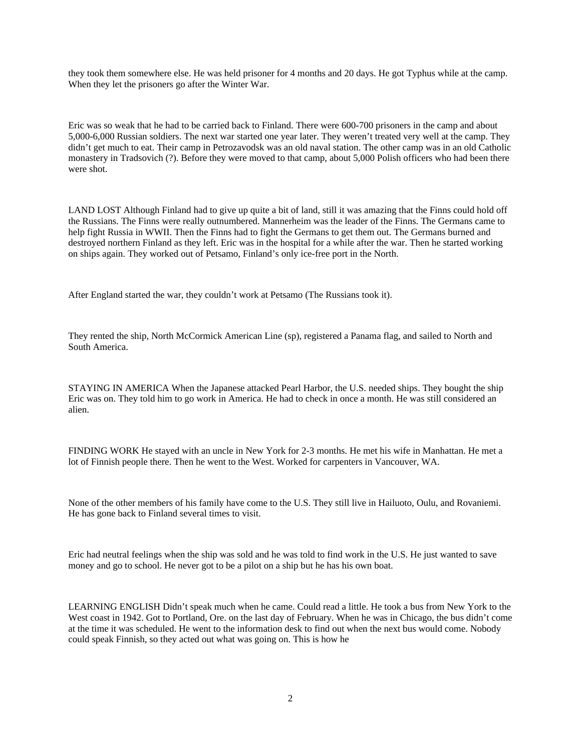they took them somewhere else. He was held prisoner for 4 months and 20 days. He got Typhus while at the camp. When they let the prisoners go after the Winter War.

Eric was so weak that he had to be carried back to Finland. There were 600-700 prisoners in the camp and about 5,000-6,000 Russian soldiers. The next war started one year later. They weren't treated very well at the camp. They didn't get much to eat. Their camp in Petrozavodsk was an old naval station. The other camp was in an old Catholic monastery in Tradsovich (?). Before they were moved to that camp, about 5,000 Polish officers who had been there were shot.

LAND LOST Although Finland had to give up quite a bit of land, still it was amazing that the Finns could hold off the Russians. The Finns were really outnumbered. Mannerheim was the leader of the Finns. The Germans came to help fight Russia in WWII. Then the Finns had to fight the Germans to get them out. The Germans burned and destroyed northern Finland as they left. Eric was in the hospital for a while after the war. Then he started working on ships again. They worked out of Petsamo, Finland's only ice-free port in the North.

After England started the war, they couldn't work at Petsamo (The Russians took it).

They rented the ship, North McCormick American Line (sp), registered a Panama flag, and sailed to North and South America.

STAYING IN AMERICA When the Japanese attacked Pearl Harbor, the U.S. needed ships. They bought the ship Eric was on. They told him to go work in America. He had to check in once a month. He was still considered an alien.

FINDING WORK He stayed with an uncle in New York for 2-3 months. He met his wife in Manhattan. He met a lot of Finnish people there. Then he went to the West. Worked for carpenters in Vancouver, WA.

None of the other members of his family have come to the U.S. They still live in Hailuoto, Oulu, and Rovaniemi. He has gone back to Finland several times to visit.

Eric had neutral feelings when the ship was sold and he was told to find work in the U.S. He just wanted to save money and go to school. He never got to be a pilot on a ship but he has his own boat.

LEARNING ENGLISH Didn't speak much when he came. Could read a little. He took a bus from New York to the West coast in 1942. Got to Portland, Ore. on the last day of February. When he was in Chicago, the bus didn't come at the time it was scheduled. He went to the information desk to find out when the next bus would come. Nobody could speak Finnish, so they acted out what was going on. This is how he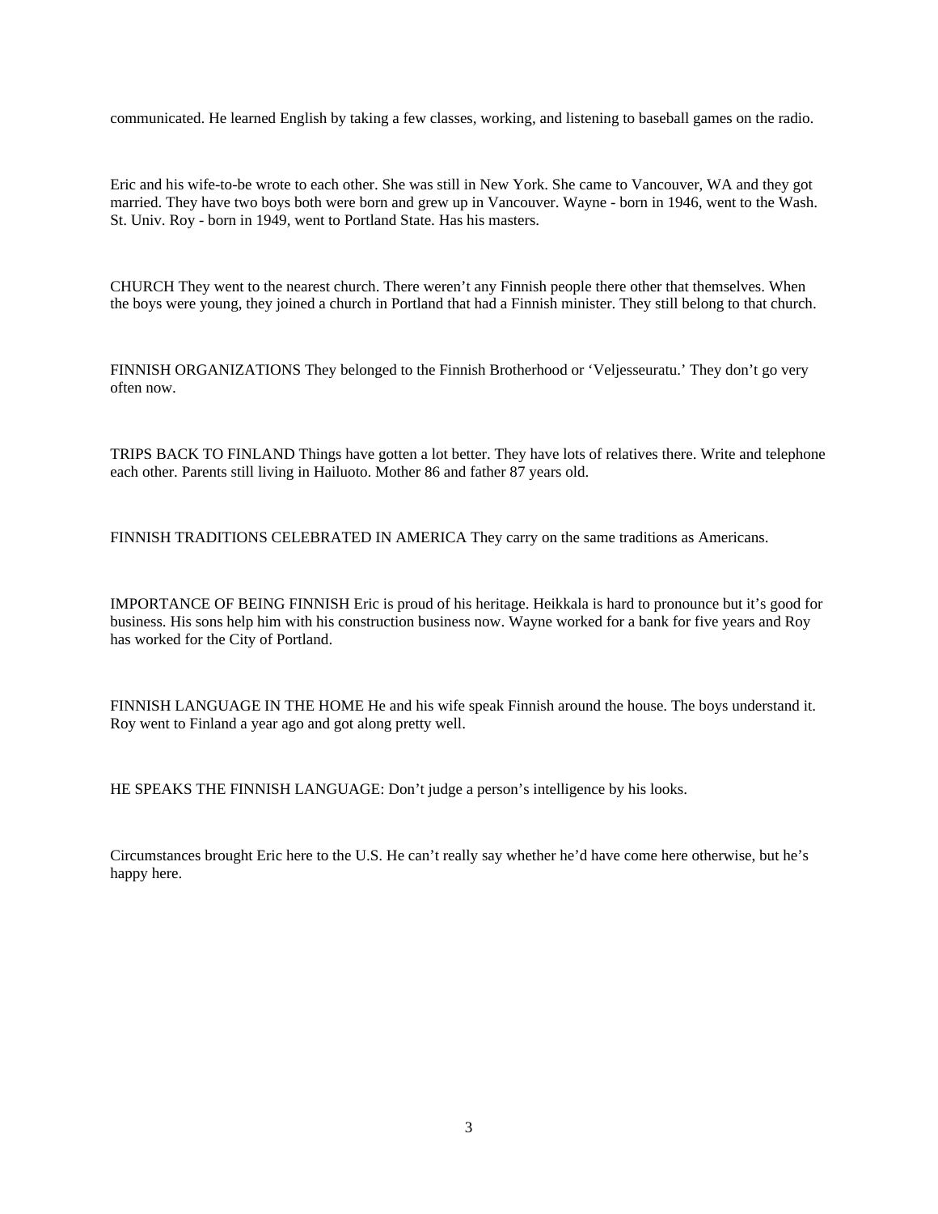communicated. He learned English by taking a few classes, working, and listening to baseball games on the radio.

Eric and his wife-to-be wrote to each other. She was still in New York. She came to Vancouver, WA and they got married. They have two boys both were born and grew up in Vancouver. Wayne - born in 1946, went to the Wash. St. Univ. Roy - born in 1949, went to Portland State. Has his masters.

CHURCH They went to the nearest church. There weren't any Finnish people there other that themselves. When the boys were young, they joined a church in Portland that had a Finnish minister. They still belong to that church.

FINNISH ORGANIZATIONS They belonged to the Finnish Brotherhood or 'Veljesseuratu.' They don't go very often now.

TRIPS BACK TO FINLAND Things have gotten a lot better. They have lots of relatives there. Write and telephone each other. Parents still living in Hailuoto. Mother 86 and father 87 years old.

FINNISH TRADITIONS CELEBRATED IN AMERICA They carry on the same traditions as Americans.

IMPORTANCE OF BEING FINNISH Eric is proud of his heritage. Heikkala is hard to pronounce but it's good for business. His sons help him with his construction business now. Wayne worked for a bank for five years and Roy has worked for the City of Portland.

FINNISH LANGUAGE IN THE HOME He and his wife speak Finnish around the house. The boys understand it. Roy went to Finland a year ago and got along pretty well.

HE SPEAKS THE FINNISH LANGUAGE: Don't judge a person's intelligence by his looks.

Circumstances brought Eric here to the U.S. He can't really say whether he'd have come here otherwise, but he's happy here.